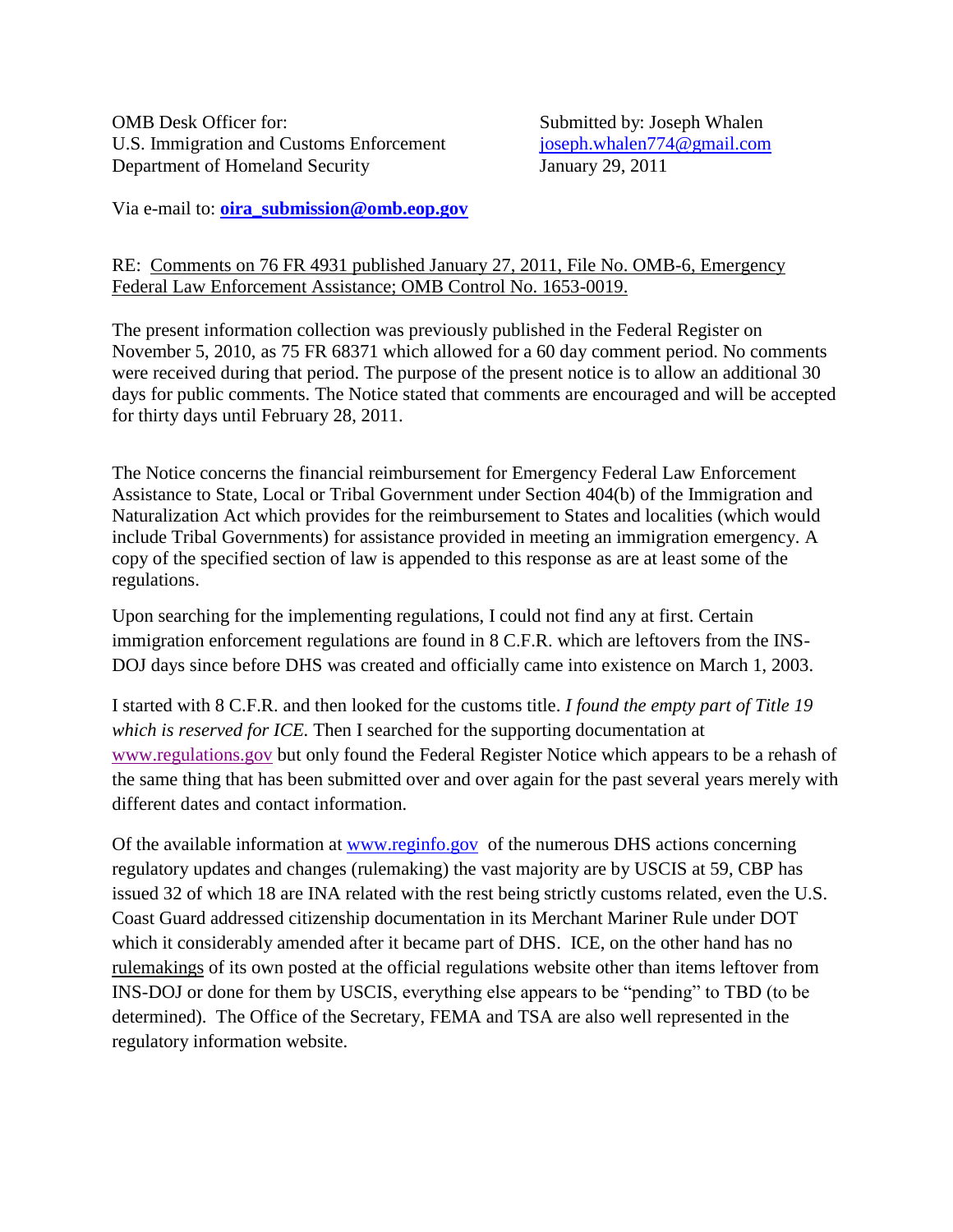OMB Desk Officer for:
U.S. Immigration and Customs Enforcement
Department of Homeland Security

Submitted by: Joseph Whalen
joseph.whalen774@gmail.com
January 29, 2011

Via e-mail to: **oira_submission@omb.eop.gov**

RE: Comments on 76 FR 4931 published January 27, 2011, File No. OMB-6, Emergency Federal Law Enforcement Assistance; OMB Control No. 1653-0019.

The present information collection was previously published in the Federal Register on November 5, 2010, as 75 FR 68371 which allowed for a 60 day comment period. No comments were received during that period. The purpose of the present notice is to allow an additional 30 days for public comments. The Notice stated that comments are encouraged and will be accepted for thirty days until February 28, 2011.

The Notice concerns the financial reimbursement for Emergency Federal Law Enforcement Assistance to State, Local or Tribal Government under Section 404(b) of the Immigration and Naturalization Act which provides for the reimbursement to States and localities (which would include Tribal Governments) for assistance provided in meeting an immigration emergency. A copy of the specified section of law is appended to this response as are at least some of the regulations.

Upon searching for the implementing regulations, I could not find any at first. Certain immigration enforcement regulations are found in 8 C.F.R. which are leftovers from the INS-DOJ days since before DHS was created and officially came into existence on March 1, 2003.

I started with 8 C.F.R. and then looked for the customs title. *I found the empty part of Title 19 which is reserved for ICE.* Then I searched for the supporting documentation at www.regulations.gov but only found the Federal Register Notice which appears to be a rehash of the same thing that has been submitted over and over again for the past several years merely with different dates and contact information.

Of the available information at www.reginfo.gov of the numerous DHS actions concerning regulatory updates and changes (rulemaking) the vast majority are by USCIS at 59, CBP has issued 32 of which 18 are INA related with the rest being strictly customs related, even the U.S. Coast Guard addressed citizenship documentation in its Merchant Mariner Rule under DOT which it considerably amended after it became part of DHS. ICE, on the other hand has no rulemakings of its own posted at the official regulations website other than items leftover from INS-DOJ or done for them by USCIS, everything else appears to be "pending" to TBD (to be determined). The Office of the Secretary, FEMA and TSA are also well represented in the regulatory information website.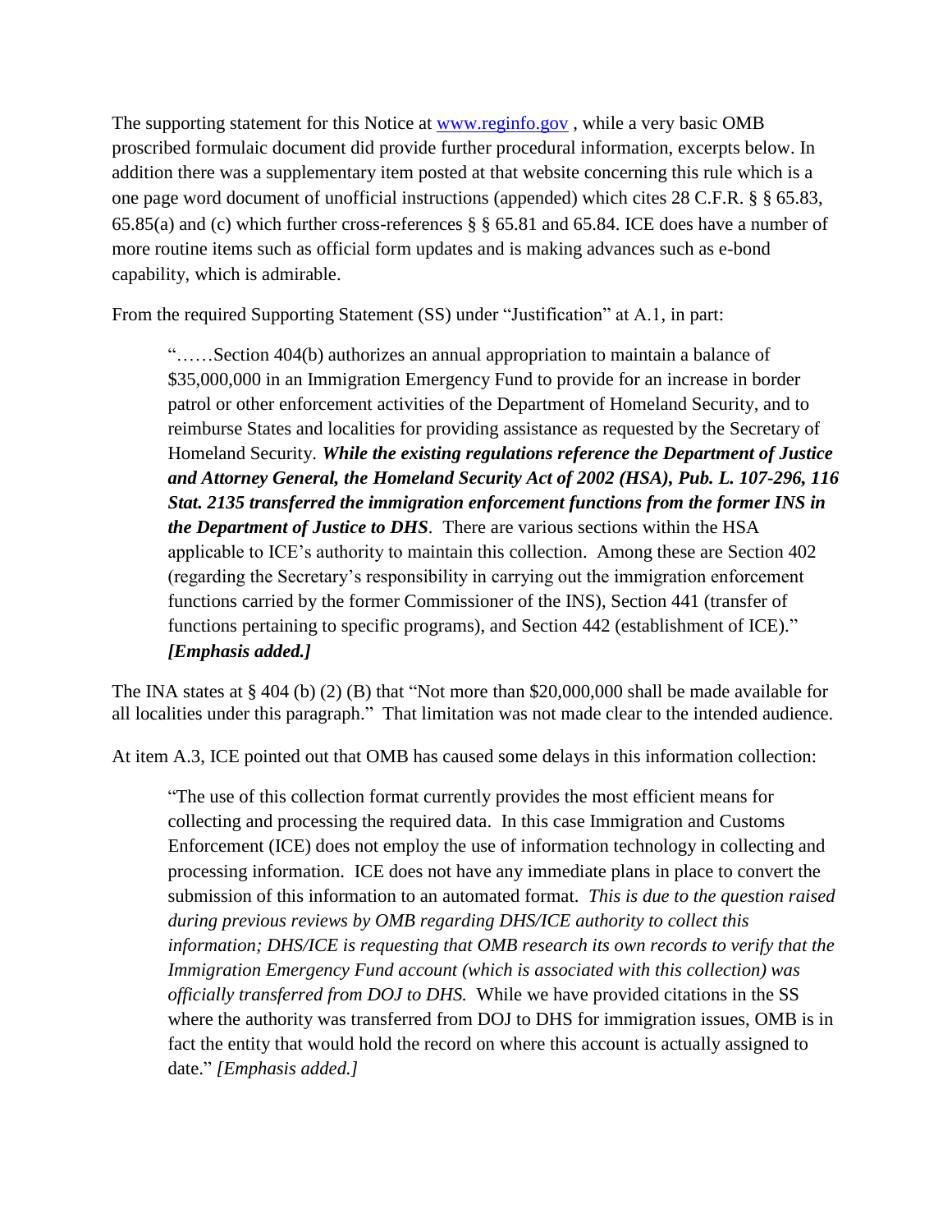The supporting statement for this Notice at www.reginfo.gov , while a very basic OMB proscribed formulaic document did provide further procedural information, excerpts below. In addition there was a supplementary item posted at that website concerning this rule which is a one page word document of unofficial instructions (appended) which cites 28 C.F.R. § § 65.83, 65.85(a) and (c) which further cross-references § § 65.81 and 65.84. ICE does have a number of more routine items such as official form updates and is making advances such as e-bond capability, which is admirable.

From the required Supporting Statement (SS) under "Justification" at A.1, in part:

> "……Section 404(b) authorizes an annual appropriation to maintain a balance of $35,000,000 in an Immigration Emergency Fund to provide for an increase in border patrol or other enforcement activities of the Department of Homeland Security, and to reimburse States and localities for providing assistance as requested by the Secretary of Homeland Security. ***While the existing regulations reference the Department of Justice and Attorney General, the Homeland Security Act of 2002 (HSA), Pub. L. 107-296, 116 Stat. 2135 transferred the immigration enforcement functions from the former INS in the Department of Justice to DHS***. There are various sections within the HSA applicable to ICE's authority to maintain this collection. Among these are Section 402 (regarding the Secretary's responsibility in carrying out the immigration enforcement functions carried by the former Commissioner of the INS), Section 441 (transfer of functions pertaining to specific programs), and Section 442 (establishment of ICE)." ***[Emphasis added.]***

The INA states at § 404 (b) (2) (B) that "Not more than $20,000,000 shall be made available for all localities under this paragraph." That limitation was not made clear to the intended audience.

At item A.3, ICE pointed out that OMB has caused some delays in this information collection:

> "The use of this collection format currently provides the most efficient means for collecting and processing the required data. In this case Immigration and Customs Enforcement (ICE) does not employ the use of information technology in collecting and processing information. ICE does not have any immediate plans in place to convert the submission of this information to an automated format. *This is due to the question raised during previous reviews by OMB regarding DHS/ICE authority to collect this information; DHS/ICE is requesting that OMB research its own records to verify that the Immigration Emergency Fund account (which is associated with this collection) was officially transferred from DOJ to DHS.* While we have provided citations in the SS where the authority was transferred from DOJ to DHS for immigration issues, OMB is in fact the entity that would hold the record on where this account is actually assigned to date." *[Emphasis added.]*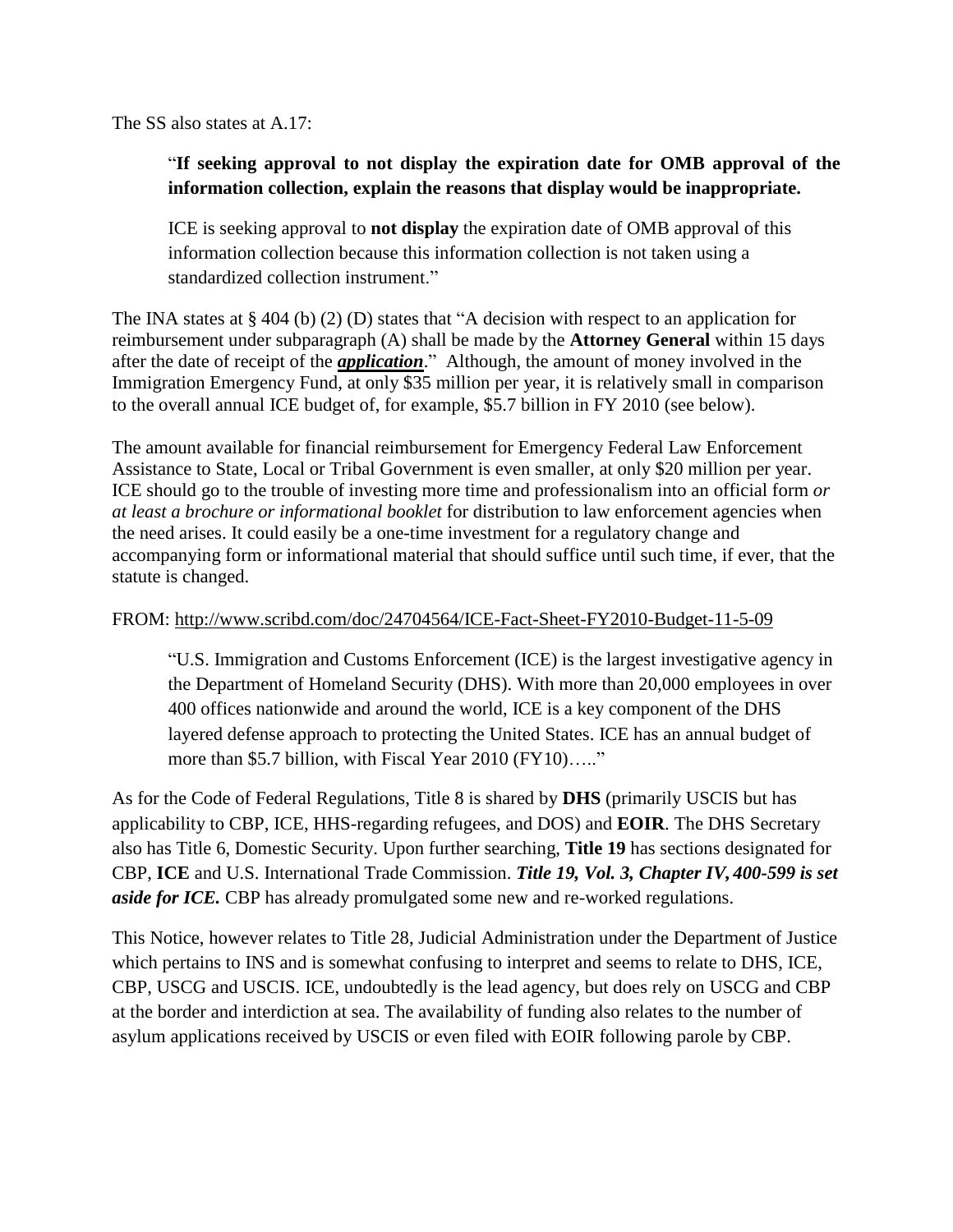The SS also states at A.17:

> "**If seeking approval to not display the expiration date for OMB approval of the information collection, explain the reasons that display would be inappropriate.**
>
> ICE is seeking approval to **not display** the expiration date of OMB approval of this information collection because this information collection is not taken using a standardized collection instrument."

The INA states at § 404 (b) (2) (D) states that "A decision with respect to an application for reimbursement under subparagraph (A) shall be made by the **Attorney General** within 15 days after the date of receipt of the ***application***." Although, the amount of money involved in the Immigration Emergency Fund, at only $35 million per year, it is relatively small in comparison to the overall annual ICE budget of, for example, $5.7 billion in FY 2010 (see below).

The amount available for financial reimbursement for Emergency Federal Law Enforcement Assistance to State, Local or Tribal Government is even smaller, at only $20 million per year. ICE should go to the trouble of investing more time and professionalism into an official form *or at least a brochure or informational booklet* for distribution to law enforcement agencies when the need arises. It could easily be a one-time investment for a regulatory change and accompanying form or informational material that should suffice until such time, if ever, that the statute is changed.

FROM: http://www.scribd.com/doc/24704564/ICE-Fact-Sheet-FY2010-Budget-11-5-09

> "U.S. Immigration and Customs Enforcement (ICE) is the largest investigative agency in the Department of Homeland Security (DHS). With more than 20,000 employees in over 400 offices nationwide and around the world, ICE is a key component of the DHS layered defense approach to protecting the United States. ICE has an annual budget of more than $5.7 billion, with Fiscal Year 2010 (FY10)….."

As for the Code of Federal Regulations, Title 8 is shared by **DHS** (primarily USCIS but has applicability to CBP, ICE, HHS-regarding refugees, and DOS) and **EOIR**. The DHS Secretary also has Title 6, Domestic Security. Upon further searching, **Title 19** has sections designated for CBP, **ICE** and U.S. International Trade Commission. ***Title 19, Vol. 3, Chapter IV, 400-599 is set aside for ICE.*** CBP has already promulgated some new and re-worked regulations.

This Notice, however relates to Title 28, Judicial Administration under the Department of Justice which pertains to INS and is somewhat confusing to interpret and seems to relate to DHS, ICE, CBP, USCG and USCIS. ICE, undoubtedly is the lead agency, but does rely on USCG and CBP at the border and interdiction at sea. The availability of funding also relates to the number of asylum applications received by USCIS or even filed with EOIR following parole by CBP.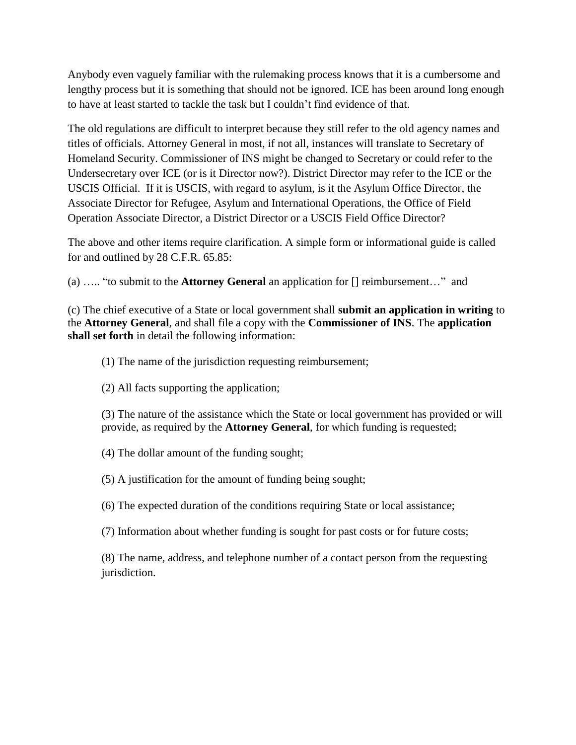Anybody even vaguely familiar with the rulemaking process knows that it is a cumbersome and lengthy process but it is something that should not be ignored. ICE has been around long enough to have at least started to tackle the task but I couldn't find evidence of that.

The old regulations are difficult to interpret because they still refer to the old agency names and titles of officials. Attorney General in most, if not all, instances will translate to Secretary of Homeland Security. Commissioner of INS might be changed to Secretary or could refer to the Undersecretary over ICE (or is it Director now?). District Director may refer to the ICE or the USCIS Official. If it is USCIS, with regard to asylum, is it the Asylum Office Director, the Associate Director for Refugee, Asylum and International Operations, the Office of Field Operation Associate Director, a District Director or a USCIS Field Office Director?

The above and other items require clarification. A simple form or informational guide is called for and outlined by 28 C.F.R. 65.85:

(a) ….. "to submit to the **Attorney General** an application for [] reimbursement…" and

(c) The chief executive of a State or local government shall **submit an application in writing** to the **Attorney General**, and shall file a copy with the **Commissioner of INS**. The **application shall set forth** in detail the following information:

> (1) The name of the jurisdiction requesting reimbursement;
>
> (2) All facts supporting the application;
>
> (3) The nature of the assistance which the State or local government has provided or will provide, as required by the **Attorney General**, for which funding is requested;
>
> (4) The dollar amount of the funding sought;
>
> (5) A justification for the amount of funding being sought;
>
> (6) The expected duration of the conditions requiring State or local assistance;
>
> (7) Information about whether funding is sought for past costs or for future costs;
>
> (8) The name, address, and telephone number of a contact person from the requesting jurisdiction.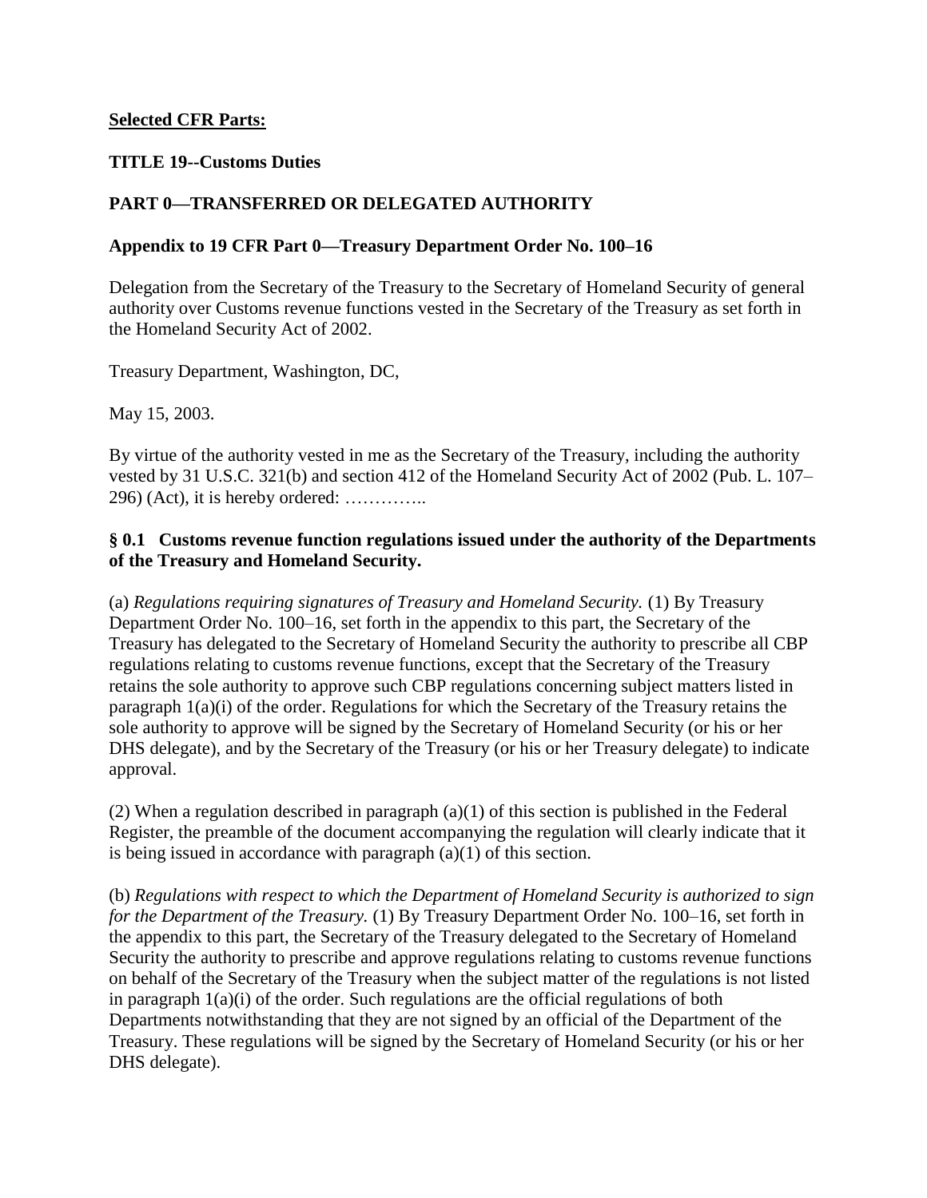**Selected CFR Parts:**

**TITLE 19--Customs Duties**

**PART 0—TRANSFERRED OR DELEGATED AUTHORITY**

**Appendix to 19 CFR Part 0—Treasury Department Order No. 100–16**

Delegation from the Secretary of the Treasury to the Secretary of Homeland Security of general authority over Customs revenue functions vested in the Secretary of the Treasury as set forth in the Homeland Security Act of 2002.

Treasury Department, Washington, DC,

May 15, 2003.

By virtue of the authority vested in me as the Secretary of the Treasury, including the authority vested by 31 U.S.C. 321(b) and section 412 of the Homeland Security Act of 2002 (Pub. L. 107–296) (Act), it is hereby ordered: …………..

**§ 0.1 Customs revenue function regulations issued under the authority of the Departments of the Treasury and Homeland Security.**

(a) *Regulations requiring signatures of Treasury and Homeland Security.* (1) By Treasury Department Order No. 100–16, set forth in the appendix to this part, the Secretary of the Treasury has delegated to the Secretary of Homeland Security the authority to prescribe all CBP regulations relating to customs revenue functions, except that the Secretary of the Treasury retains the sole authority to approve such CBP regulations concerning subject matters listed in paragraph 1(a)(i) of the order. Regulations for which the Secretary of the Treasury retains the sole authority to approve will be signed by the Secretary of Homeland Security (or his or her DHS delegate), and by the Secretary of the Treasury (or his or her Treasury delegate) to indicate approval.

(2) When a regulation described in paragraph (a)(1) of this section is published in the Federal Register, the preamble of the document accompanying the regulation will clearly indicate that it is being issued in accordance with paragraph (a)(1) of this section.

(b) *Regulations with respect to which the Department of Homeland Security is authorized to sign for the Department of the Treasury.* (1) By Treasury Department Order No. 100–16, set forth in the appendix to this part, the Secretary of the Treasury delegated to the Secretary of Homeland Security the authority to prescribe and approve regulations relating to customs revenue functions on behalf of the Secretary of the Treasury when the subject matter of the regulations is not listed in paragraph 1(a)(i) of the order. Such regulations are the official regulations of both Departments notwithstanding that they are not signed by an official of the Department of the Treasury. These regulations will be signed by the Secretary of Homeland Security (or his or her DHS delegate).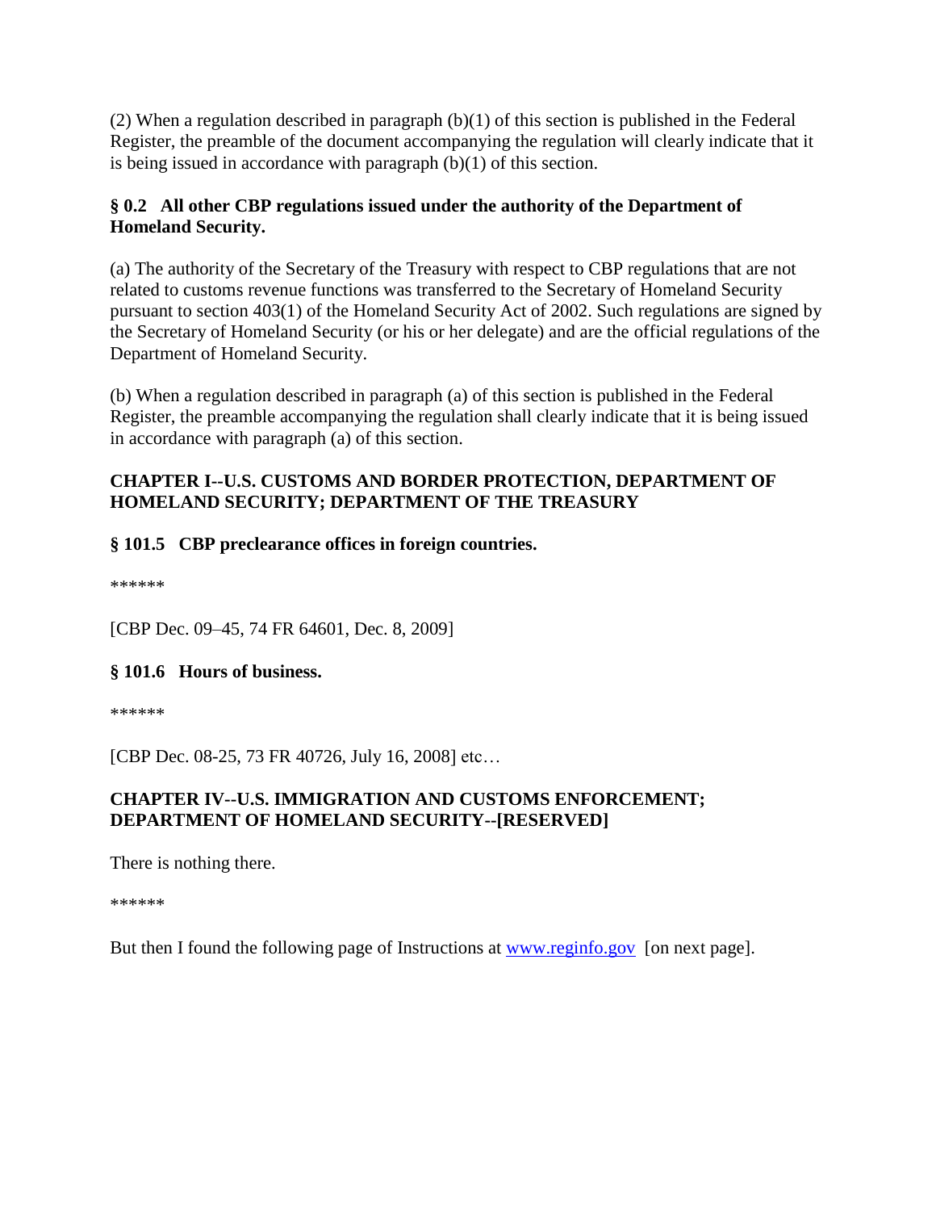(2) When a regulation described in paragraph (b)(1) of this section is published in the Federal Register, the preamble of the document accompanying the regulation will clearly indicate that it is being issued in accordance with paragraph (b)(1) of this section.

**§ 0.2 All other CBP regulations issued under the authority of the Department of Homeland Security.**

(a) The authority of the Secretary of the Treasury with respect to CBP regulations that are not related to customs revenue functions was transferred to the Secretary of Homeland Security pursuant to section 403(1) of the Homeland Security Act of 2002. Such regulations are signed by the Secretary of Homeland Security (or his or her delegate) and are the official regulations of the Department of Homeland Security.

(b) When a regulation described in paragraph (a) of this section is published in the Federal Register, the preamble accompanying the regulation shall clearly indicate that it is being issued in accordance with paragraph (a) of this section.

**CHAPTER I--U.S. CUSTOMS AND BORDER PROTECTION, DEPARTMENT OF HOMELAND SECURITY; DEPARTMENT OF THE TREASURY**

**§ 101.5 CBP preclearance offices in foreign countries.**

******

[CBP Dec. 09–45, 74 FR 64601, Dec. 8, 2009]

**§ 101.6 Hours of business.**

******

[CBP Dec. 08-25, 73 FR 40726, July 16, 2008] etc…

**CHAPTER IV--U.S. IMMIGRATION AND CUSTOMS ENFORCEMENT; DEPARTMENT OF HOMELAND SECURITY--[RESERVED]**

There is nothing there.

******

But then I found the following page of Instructions at www.reginfo.gov [on next page].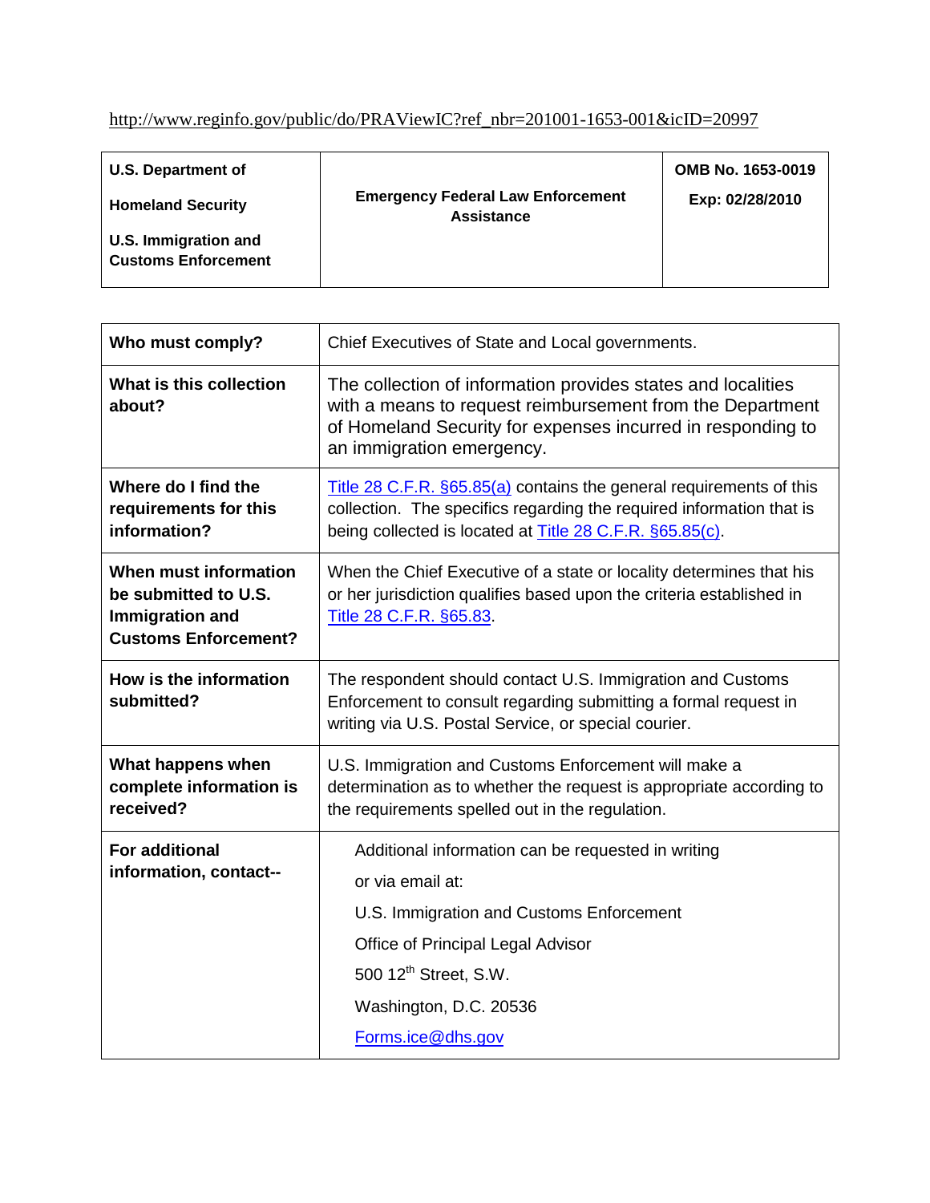http://www.reginfo.gov/public/do/PRAViewIC?ref_nbr=201001-1653-001&icID=20997

| U.S. Department of Homeland Security U.S. Immigration and Customs Enforcement | **Emergency Federal Law Enforcement Assistance** | **OMB No. 1653-0019** Exp: 02/28/2010 |
|---|---|---|

| | |
|---|---|
| **Who must comply?** | Chief Executives of State and Local governments. |
| **What is this collection about?** | The collection of information provides states and localities with a means to request reimbursement from the Department of Homeland Security for expenses incurred in responding to an immigration emergency. |
| **Where do I find the requirements for this information?** | Title 28 C.F.R. §65.85(a) contains the general requirements of this collection. The specifics regarding the required information that is being collected is located at Title 28 C.F.R. §65.85(c). |
| **When must information be submitted to U.S. Immigration and Customs Enforcement?** | When the Chief Executive of a state or locality determines that his or her jurisdiction qualifies based upon the criteria established in Title 28 C.F.R. §65.83. |
| **How is the information submitted?** | The respondent should contact U.S. Immigration and Customs Enforcement to consult regarding submitting a formal request in writing via U.S. Postal Service, or special courier. |
| **What happens when complete information is received?** | U.S. Immigration and Customs Enforcement will make a determination as to whether the request is appropriate according to the requirements spelled out in the regulation. |
| **For additional information, contact--** | Additional information can be requested in writing or via email at: U.S. Immigration and Customs Enforcement Office of Principal Legal Advisor 500 12th Street, S.W. Washington, D.C. 20536 Forms.ice@dhs.gov |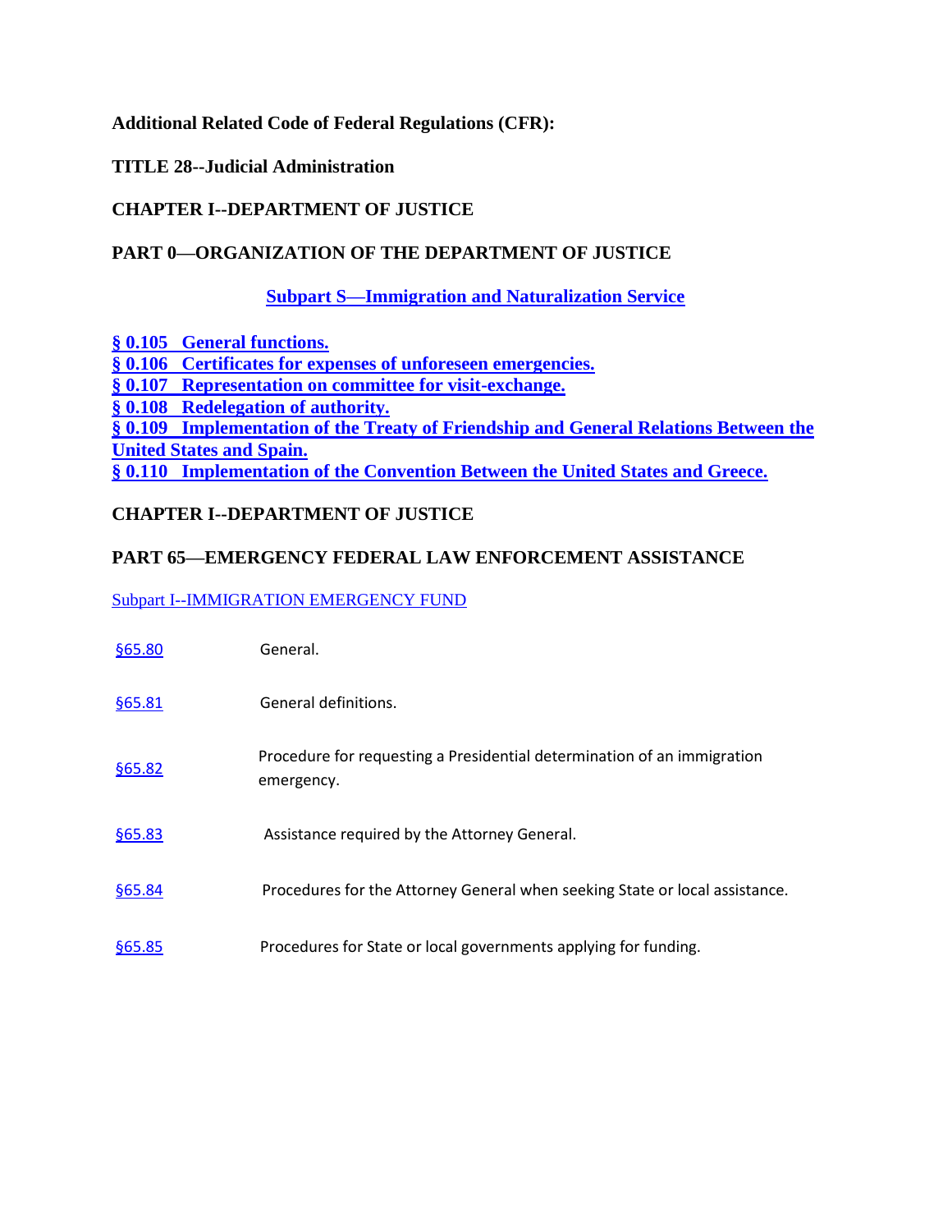**Additional Related Code of Federal Regulations (CFR):**

**TITLE 28--Judicial Administration**

**CHAPTER I--DEPARTMENT OF JUSTICE**

**PART 0—ORGANIZATION OF THE DEPARTMENT OF JUSTICE**

**Subpart S—Immigration and Naturalization Service**

**§ 0.105 General functions.**
**§ 0.106 Certificates for expenses of unforeseen emergencies.**
**§ 0.107 Representation on committee for visit-exchange.**
**§ 0.108 Redelegation of authority.**
**§ 0.109 Implementation of the Treaty of Friendship and General Relations Between the United States and Spain.**
**§ 0.110 Implementation of the Convention Between the United States and Greece.**

**CHAPTER I--DEPARTMENT OF JUSTICE**

**PART 65—EMERGENCY FEDERAL LAW ENFORCEMENT ASSISTANCE**

Subpart I--IMMIGRATION EMERGENCY FUND

| | |
|---|---|
| §65.80 | General. |
| §65.81 | General definitions. |
| §65.82 | Procedure for requesting a Presidential determination of an immigration emergency. |
| §65.83 | Assistance required by the Attorney General. |
| §65.84 | Procedures for the Attorney General when seeking State or local assistance. |
| §65.85 | Procedures for State or local governments applying for funding. |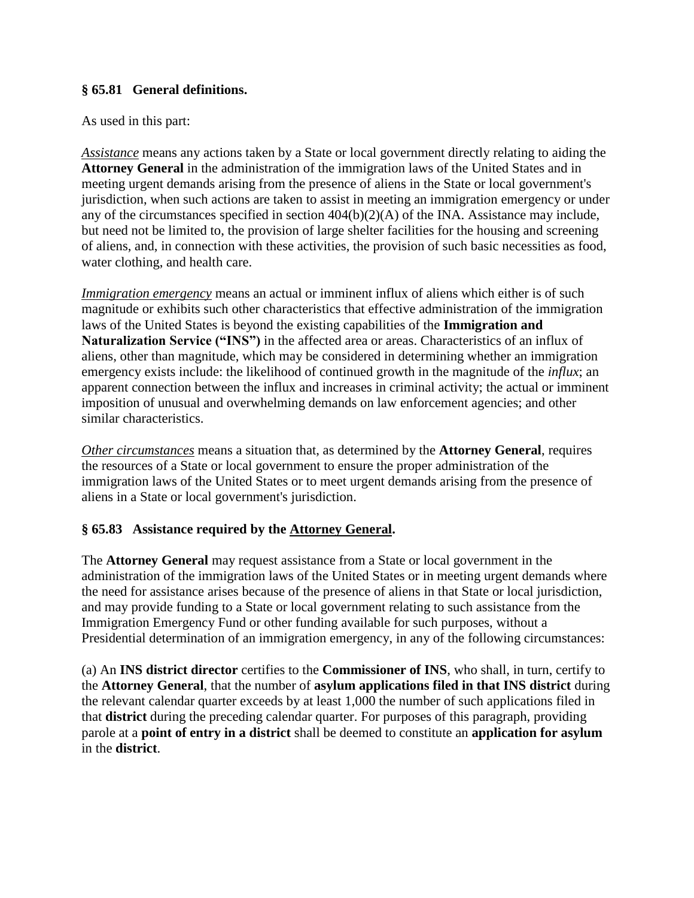### § 65.81 General definitions.

As used in this part:

*Assistance* means any actions taken by a State or local government directly relating to aiding the **Attorney General** in the administration of the immigration laws of the United States and in meeting urgent demands arising from the presence of aliens in the State or local government's jurisdiction, when such actions are taken to assist in meeting an immigration emergency or under any of the circumstances specified in section 404(b)(2)(A) of the INA. Assistance may include, but need not be limited to, the provision of large shelter facilities for the housing and screening of aliens, and, in connection with these activities, the provision of such basic necessities as food, water clothing, and health care.

*Immigration emergency* means an actual or imminent influx of aliens which either is of such magnitude or exhibits such other characteristics that effective administration of the immigration laws of the United States is beyond the existing capabilities of the **Immigration and Naturalization Service ("INS")** in the affected area or areas. Characteristics of an influx of aliens, other than magnitude, which may be considered in determining whether an immigration emergency exists include: the likelihood of continued growth in the magnitude of the *influx*; an apparent connection between the influx and increases in criminal activity; the actual or imminent imposition of unusual and overwhelming demands on law enforcement agencies; and other similar characteristics.

*Other circumstances* means a situation that, as determined by the **Attorney General**, requires the resources of a State or local government to ensure the proper administration of the immigration laws of the United States or to meet urgent demands arising from the presence of aliens in a State or local government's jurisdiction.

### § 65.83 Assistance required by the Attorney General.

The **Attorney General** may request assistance from a State or local government in the administration of the immigration laws of the United States or in meeting urgent demands where the need for assistance arises because of the presence of aliens in that State or local jurisdiction, and may provide funding to a State or local government relating to such assistance from the Immigration Emergency Fund or other funding available for such purposes, without a Presidential determination of an immigration emergency, in any of the following circumstances:

(a) An **INS district director** certifies to the **Commissioner of INS**, who shall, in turn, certify to the **Attorney General**, that the number of **asylum applications filed in that INS district** during the relevant calendar quarter exceeds by at least 1,000 the number of such applications filed in that **district** during the preceding calendar quarter. For purposes of this paragraph, providing parole at a **point of entry in a district** shall be deemed to constitute an **application for asylum** in the **district**.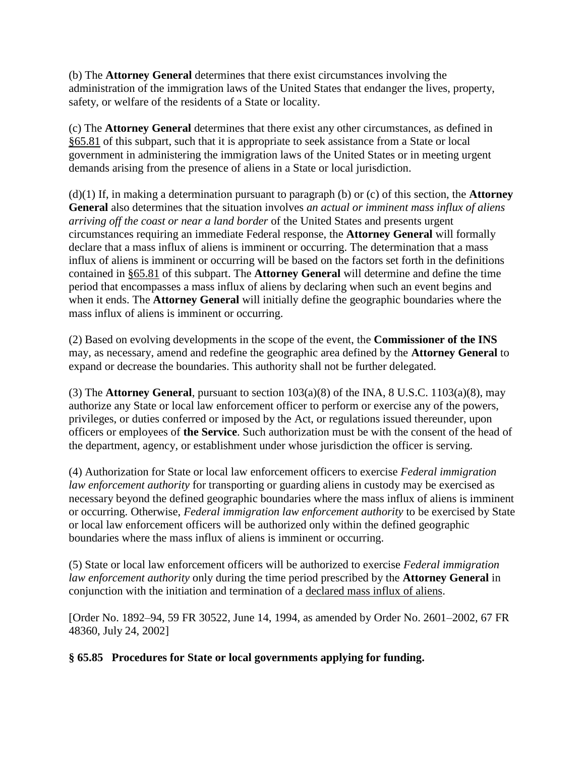(b) The **Attorney General** determines that there exist circumstances involving the administration of the immigration laws of the United States that endanger the lives, property, safety, or welfare of the residents of a State or locality.

(c) The **Attorney General** determines that there exist any other circumstances, as defined in §65.81 of this subpart, such that it is appropriate to seek assistance from a State or local government in administering the immigration laws of the United States or in meeting urgent demands arising from the presence of aliens in a State or local jurisdiction.

(d)(1) If, in making a determination pursuant to paragraph (b) or (c) of this section, the **Attorney General** also determines that the situation involves *an actual or imminent mass influx of aliens arriving off the coast or near a land border* of the United States and presents urgent circumstances requiring an immediate Federal response, the **Attorney General** will formally declare that a mass influx of aliens is imminent or occurring. The determination that a mass influx of aliens is imminent or occurring will be based on the factors set forth in the definitions contained in §65.81 of this subpart. The **Attorney General** will determine and define the time period that encompasses a mass influx of aliens by declaring when such an event begins and when it ends. The **Attorney General** will initially define the geographic boundaries where the mass influx of aliens is imminent or occurring.

(2) Based on evolving developments in the scope of the event, the **Commissioner of the INS** may, as necessary, amend and redefine the geographic area defined by the **Attorney General** to expand or decrease the boundaries. This authority shall not be further delegated.

(3) The **Attorney General**, pursuant to section 103(a)(8) of the INA, 8 U.S.C. 1103(a)(8), may authorize any State or local law enforcement officer to perform or exercise any of the powers, privileges, or duties conferred or imposed by the Act, or regulations issued thereunder, upon officers or employees of **the Service**. Such authorization must be with the consent of the head of the department, agency, or establishment under whose jurisdiction the officer is serving.

(4) Authorization for State or local law enforcement officers to exercise *Federal immigration law enforcement authority* for transporting or guarding aliens in custody may be exercised as necessary beyond the defined geographic boundaries where the mass influx of aliens is imminent or occurring. Otherwise, *Federal immigration law enforcement authority* to be exercised by State or local law enforcement officers will be authorized only within the defined geographic boundaries where the mass influx of aliens is imminent or occurring.

(5) State or local law enforcement officers will be authorized to exercise *Federal immigration law enforcement authority* only during the time period prescribed by the **Attorney General** in conjunction with the initiation and termination of a declared mass influx of aliens.

[Order No. 1892–94, 59 FR 30522, June 14, 1994, as amended by Order No. 2601–2002, 67 FR 48360, July 24, 2002]

**§ 65.85 Procedures for State or local governments applying for funding.**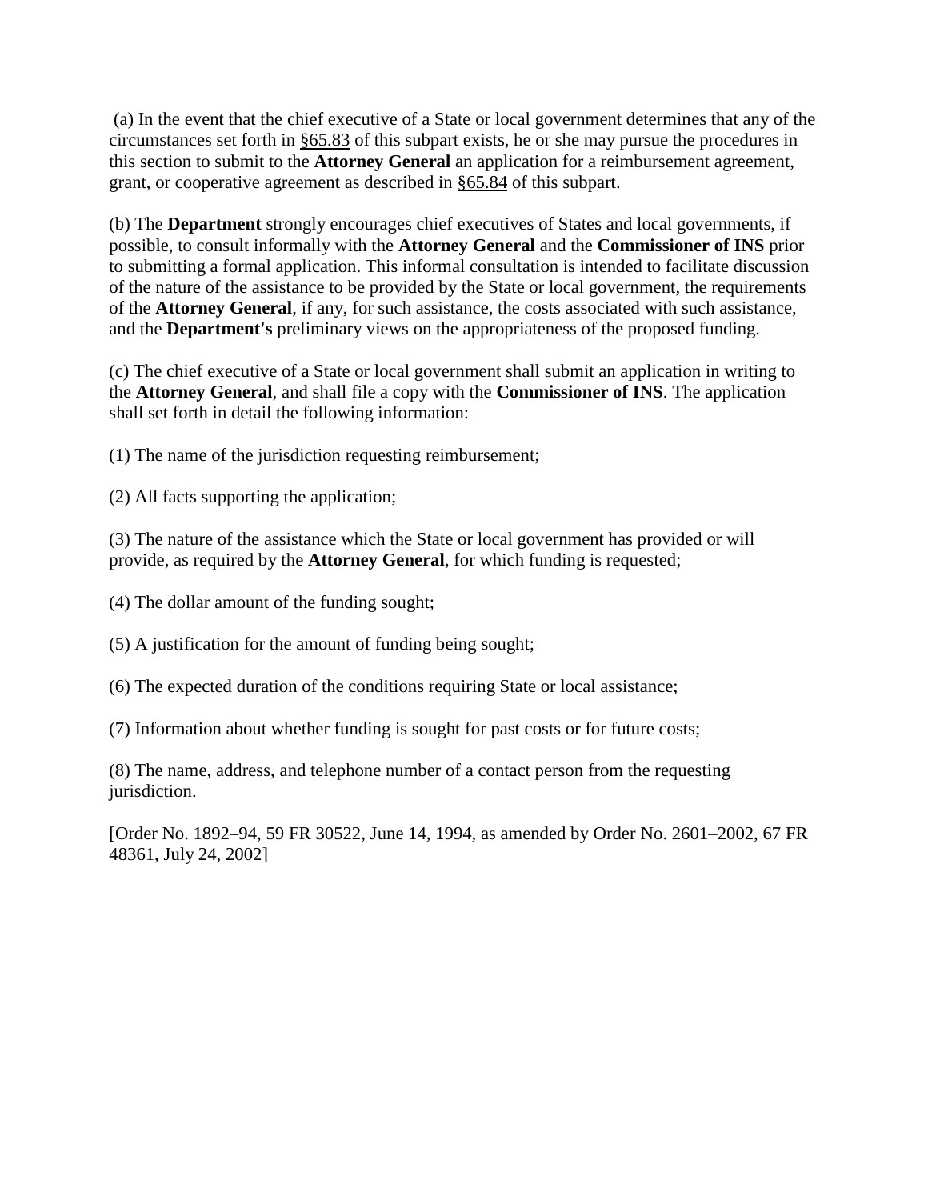(a) In the event that the chief executive of a State or local government determines that any of the circumstances set forth in §65.83 of this subpart exists, he or she may pursue the procedures in this section to submit to the **Attorney General** an application for a reimbursement agreement, grant, or cooperative agreement as described in §65.84 of this subpart.

(b) The **Department** strongly encourages chief executives of States and local governments, if possible, to consult informally with the **Attorney General** and the **Commissioner of INS** prior to submitting a formal application. This informal consultation is intended to facilitate discussion of the nature of the assistance to be provided by the State or local government, the requirements of the **Attorney General**, if any, for such assistance, the costs associated with such assistance, and the **Department's** preliminary views on the appropriateness of the proposed funding.

(c) The chief executive of a State or local government shall submit an application in writing to the **Attorney General**, and shall file a copy with the **Commissioner of INS**. The application shall set forth in detail the following information:

(1) The name of the jurisdiction requesting reimbursement;

(2) All facts supporting the application;

(3) The nature of the assistance which the State or local government has provided or will provide, as required by the **Attorney General**, for which funding is requested;

(4) The dollar amount of the funding sought;

(5) A justification for the amount of funding being sought;

(6) The expected duration of the conditions requiring State or local assistance;

(7) Information about whether funding is sought for past costs or for future costs;

(8) The name, address, and telephone number of a contact person from the requesting jurisdiction.

[Order No. 1892–94, 59 FR 30522, June 14, 1994, as amended by Order No. 2601–2002, 67 FR 48361, July 24, 2002]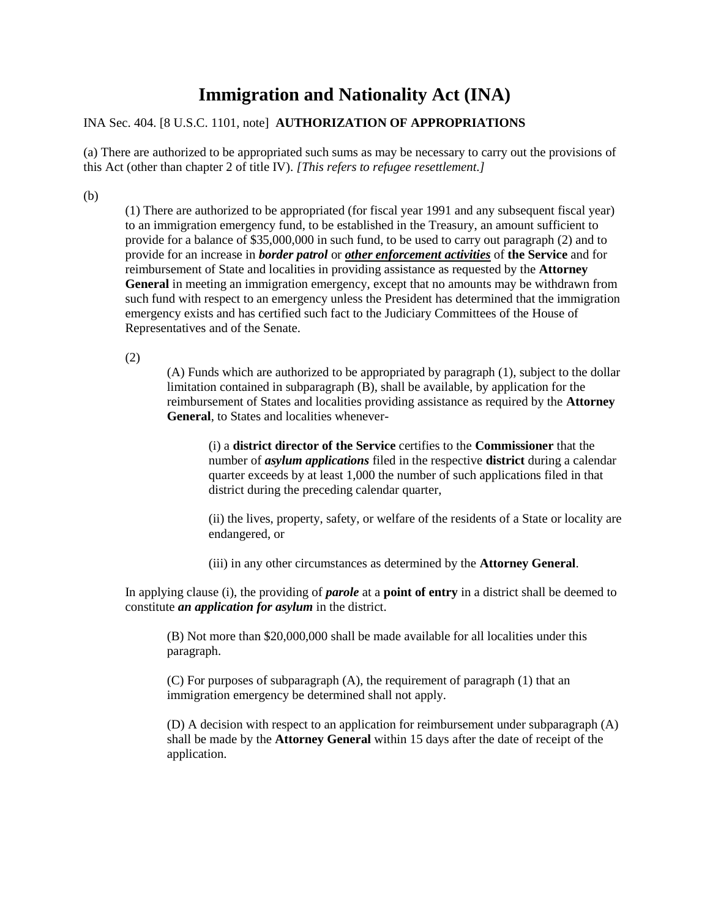# Immigration and Nationality Act (INA)

INA Sec. 404. [8 U.S.C. 1101, note] **AUTHORIZATION OF APPROPRIATIONS**

(a) There are authorized to be appropriated such sums as may be necessary to carry out the provisions of this Act (other than chapter 2 of title IV). *[This refers to refugee resettlement.]*

(b)

(1) There are authorized to be appropriated (for fiscal year 1991 and any subsequent fiscal year) to an immigration emergency fund, to be established in the Treasury, an amount sufficient to provide for a balance of $35,000,000 in such fund, to be used to carry out paragraph (2) and to provide for an increase in ***border patrol*** or ***<u>other enforcement activities</u>*** of **the Service** and for reimbursement of State and localities in providing assistance as requested by the **Attorney General** in meeting an immigration emergency, except that no amounts may be withdrawn from such fund with respect to an emergency unless the President has determined that the immigration emergency exists and has certified such fact to the Judiciary Committees of the House of Representatives and of the Senate.

(2)

(A) Funds which are authorized to be appropriated by paragraph (1), subject to the dollar limitation contained in subparagraph (B), shall be available, by application for the reimbursement of States and localities providing assistance as required by the **Attorney General**, to States and localities whenever-

(i) a **district director of the Service** certifies to the **Commissioner** that the number of ***asylum applications*** filed in the respective **district** during a calendar quarter exceeds by at least 1,000 the number of such applications filed in that district during the preceding calendar quarter,

(ii) the lives, property, safety, or welfare of the residents of a State or locality are endangered, or

(iii) in any other circumstances as determined by the **Attorney General**.

In applying clause (i), the providing of ***parole*** at a **point of entry** in a district shall be deemed to constitute ***an application for asylum*** in the district.

(B) Not more than $20,000,000 shall be made available for all localities under this paragraph.

(C) For purposes of subparagraph (A), the requirement of paragraph (1) that an immigration emergency be determined shall not apply.

(D) A decision with respect to an application for reimbursement under subparagraph (A) shall be made by the **Attorney General** within 15 days after the date of receipt of the application.